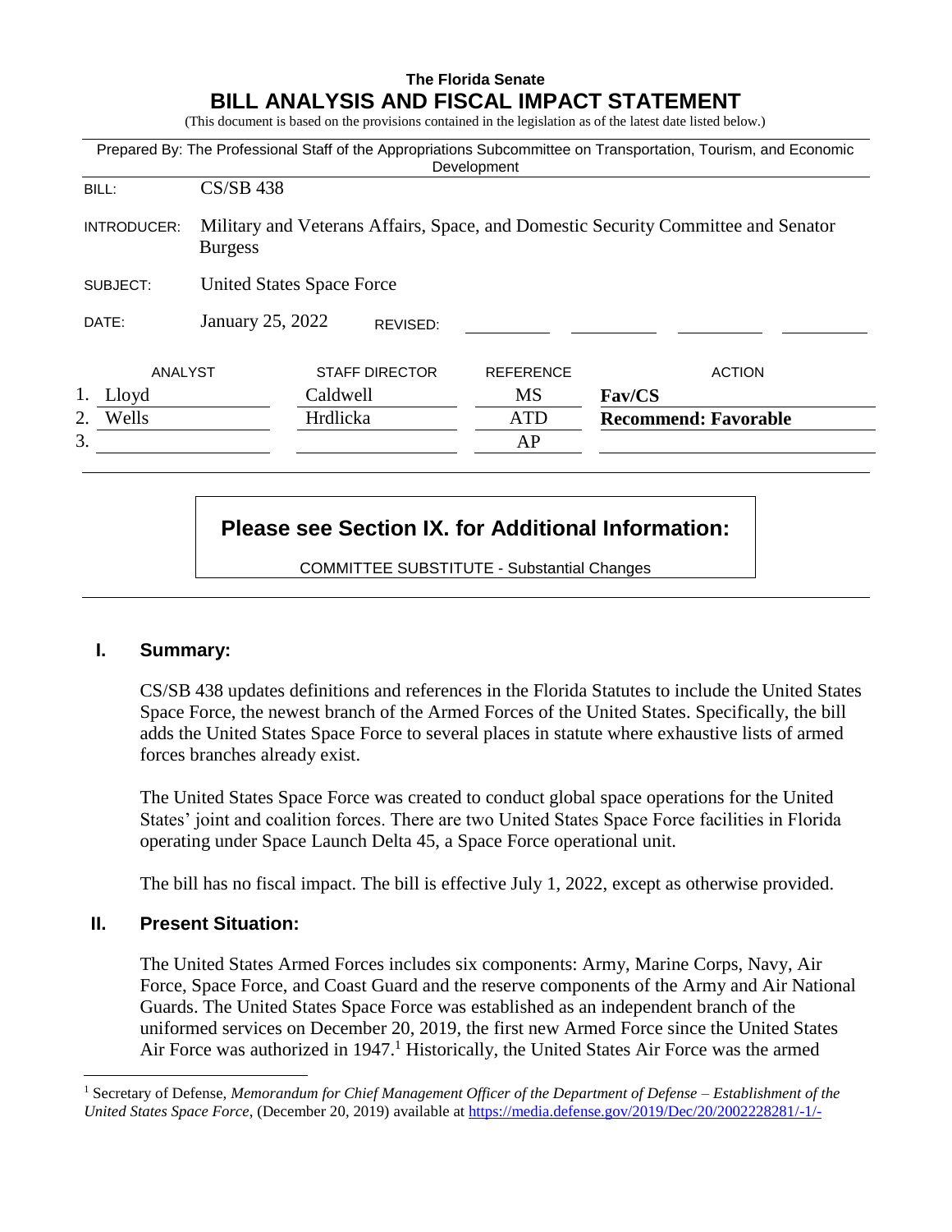**The Florida Senate**

# BILL ANALYSIS AND FISCAL IMPACT STATEMENT

(This document is based on the provisions contained in the legislation as of the latest date listed below.)

Prepared By: The Professional Staff of the Appropriations Subcommittee on Transportation, Tourism, and Economic Development

| | |
|---|---|
| BILL: | CS/SB 438 |
| INTRODUCER: | Military and Veterans Affairs, Space, and Domestic Security Committee and Senator Burgess |
| SUBJECT: | United States Space Force |
| DATE: | January 25, 2022 REVISED: |

| | ANALYST | STAFF DIRECTOR | REFERENCE | ACTION |
|---|---|---|---|---|
| 1. | Lloyd | Caldwell | MS | **Fav/CS** |
| 2. | Wells | Hrdlicka | ATD | **Recommend: Favorable** |
| 3. | | | AP | |

**Please see Section IX. for Additional Information:**

COMMITTEE SUBSTITUTE - Substantial Changes

## I. Summary:

CS/SB 438 updates definitions and references in the Florida Statutes to include the United States Space Force, the newest branch of the Armed Forces of the United States. Specifically, the bill adds the United States Space Force to several places in statute where exhaustive lists of armed forces branches already exist.

The United States Space Force was created to conduct global space operations for the United States' joint and coalition forces. There are two United States Space Force facilities in Florida operating under Space Launch Delta 45, a Space Force operational unit.

The bill has no fiscal impact. The bill is effective July 1, 2022, except as otherwise provided.

## II. Present Situation:

The United States Armed Forces includes six components: Army, Marine Corps, Navy, Air Force, Space Force, and Coast Guard and the reserve components of the Army and Air National Guards. The United States Space Force was established as an independent branch of the uniformed services on December 20, 2019, the first new Armed Force since the United States Air Force was authorized in 1947.[1] Historically, the United States Air Force was the armed

---

[1] Secretary of Defense, *Memorandum for Chief Management Officer of the Department of Defense – Establishment of the United States Space Force*, (December 20, 2019) available at https://media.defense.gov/2019/Dec/20/2002228281/-1/-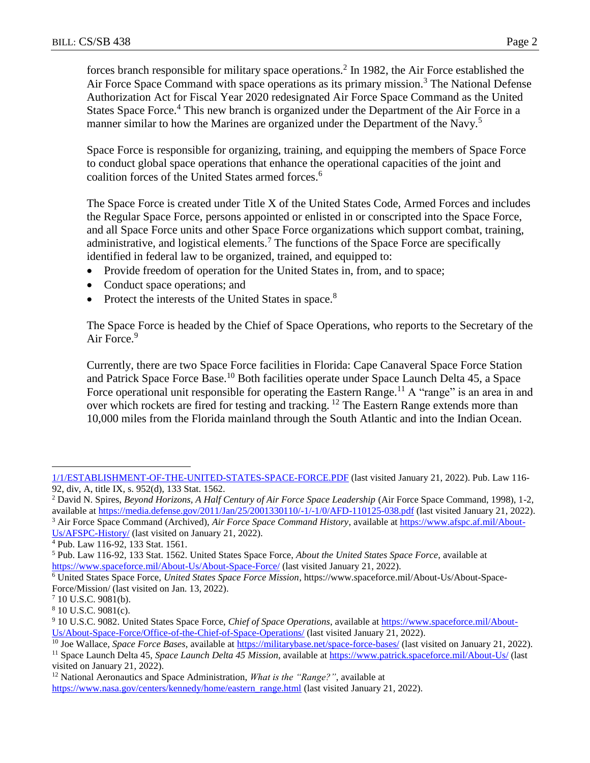forces branch responsible for military space operations.[2] In 1982, the Air Force established the Air Force Space Command with space operations as its primary mission.[3] The National Defense Authorization Act for Fiscal Year 2020 redesignated Air Force Space Command as the United States Space Force.[4] This new branch is organized under the Department of the Air Force in a manner similar to how the Marines are organized under the Department of the Navy.[5]

Space Force is responsible for organizing, training, and equipping the members of Space Force to conduct global space operations that enhance the operational capacities of the joint and coalition forces of the United States armed forces.[6]

The Space Force is created under Title X of the United States Code, Armed Forces and includes the Regular Space Force, persons appointed or enlisted in or conscripted into the Space Force, and all Space Force units and other Space Force organizations which support combat, training, administrative, and logistical elements.[7] The functions of the Space Force are specifically identified in federal law to be organized, trained, and equipped to:

- Provide freedom of operation for the United States in, from, and to space;
- Conduct space operations; and
- Protect the interests of the United States in space.[8]

The Space Force is headed by the Chief of Space Operations, who reports to the Secretary of the Air Force.[9]

Currently, there are two Space Force facilities in Florida: Cape Canaveral Space Force Station and Patrick Space Force Base.[10] Both facilities operate under Space Launch Delta 45, a Space Force operational unit responsible for operating the Eastern Range.[11] A "range" is an area in and over which rockets are fired for testing and tracking. [12] The Eastern Range extends more than 10,000 miles from the Florida mainland through the South Atlantic and into the Indian Ocean.

---

1/1/ESTABLISHMENT-OF-THE-UNITED-STATES-SPACE-FORCE.PDF (last visited January 21, 2022). Pub. Law 116-92, div, A, title IX, s. 952(d), 133 Stat. 1562.

[2] David N. Spires, *Beyond Horizons, A Half Century of Air Force Space Leadership* (Air Force Space Command, 1998), 1-2, available at https://media.defense.gov/2011/Jan/25/2001330110/-1/-1/0/AFD-110125-038.pdf (last visited January 21, 2022).

[3] Air Force Space Command (Archived), *Air Force Space Command History*, available at https://www.afspc.af.mil/About-Us/AFSPC-History/ (last visited on January 21, 2022).

[4] Pub. Law 116-92, 133 Stat. 1561.

[5] Pub. Law 116-92, 133 Stat. 1562. United States Space Force, *About the United States Space Force*, available at https://www.spaceforce.mil/About-Us/About-Space-Force/ (last visited January 21, 2022).

[6] United States Space Force, *United States Space Force Mission*, https://www.spaceforce.mil/About-Us/About-Space-Force/Mission/ (last visited on Jan. 13, 2022).

[7] 10 U.S.C. 9081(b).

[8] 10 U.S.C. 9081(c).

[9] 10 U.S.C. 9082. United States Space Force, *Chief of Space Operations*, available at https://www.spaceforce.mil/About-Us/About-Space-Force/Office-of-the-Chief-of-Space-Operations/ (last visited January 21, 2022).

[10] Joe Wallace, *Space Force Bases*, available at https://militarybase.net/space-force-bases/ (last visited on January 21, 2022).

[11] Space Launch Delta 45, *Space Launch Delta 45 Mission*, available at https://www.patrick.spaceforce.mil/About-Us/ (last visited on January 21, 2022).

[12] National Aeronautics and Space Administration, *What is the "Range?"*, available at https://www.nasa.gov/centers/kennedy/home/eastern_range.html (last visited January 21, 2022).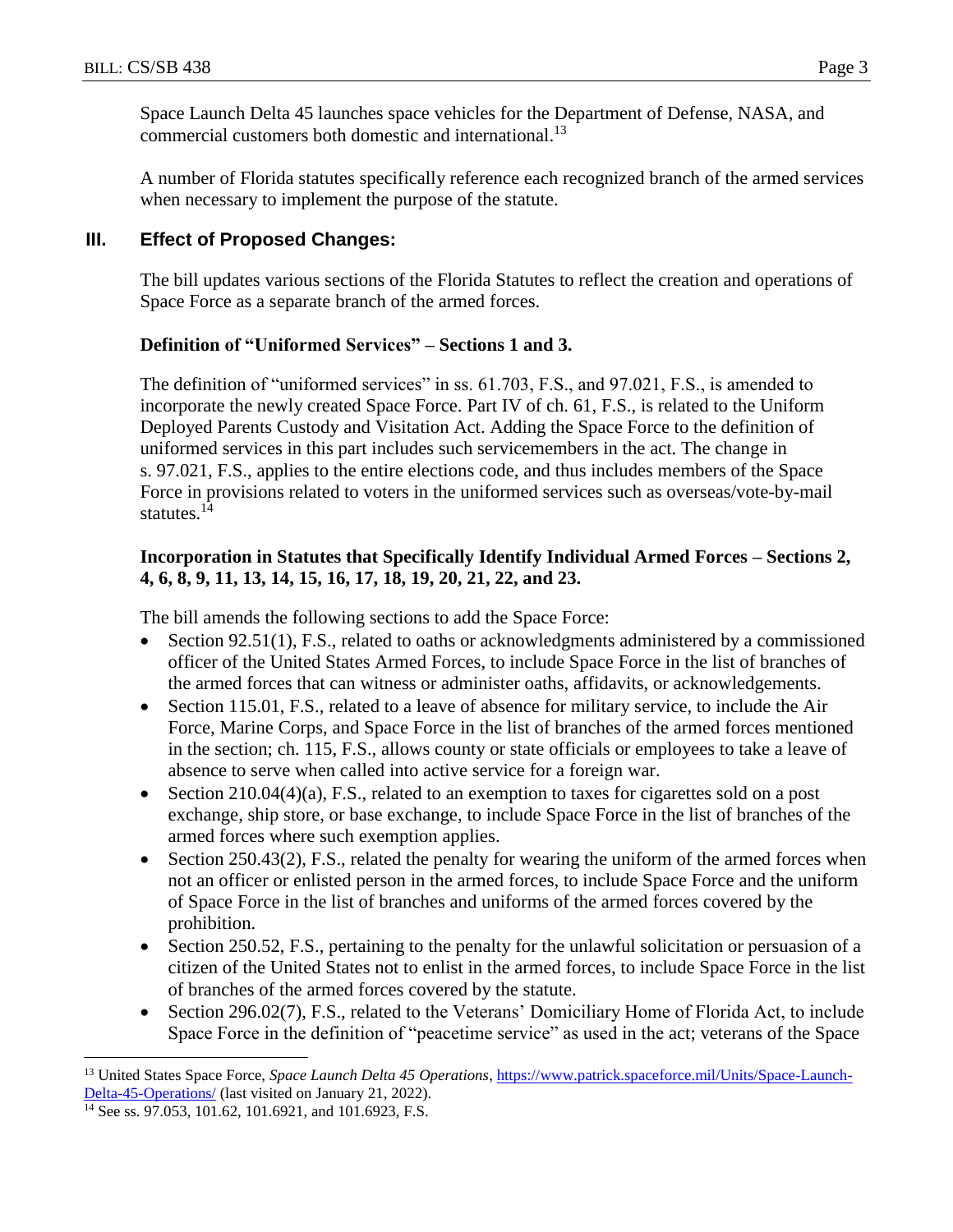Space Launch Delta 45 launches space vehicles for the Department of Defense, NASA, and commercial customers both domestic and international.[13]

A number of Florida statutes specifically reference each recognized branch of the armed services when necessary to implement the purpose of the statute.

## III. Effect of Proposed Changes:

The bill updates various sections of the Florida Statutes to reflect the creation and operations of Space Force as a separate branch of the armed forces.

**Definition of "Uniformed Services" – Sections 1 and 3.**

The definition of "uniformed services" in ss. 61.703, F.S., and 97.021, F.S., is amended to incorporate the newly created Space Force. Part IV of ch. 61, F.S., is related to the Uniform Deployed Parents Custody and Visitation Act. Adding the Space Force to the definition of uniformed services in this part includes such servicemembers in the act. The change in s. 97.021, F.S., applies to the entire elections code, and thus includes members of the Space Force in provisions related to voters in the uniformed services such as overseas/vote-by-mail statutes.[14]

**Incorporation in Statutes that Specifically Identify Individual Armed Forces – Sections 2, 4, 6, 8, 9, 11, 13, 14, 15, 16, 17, 18, 19, 20, 21, 22, and 23.**

The bill amends the following sections to add the Space Force:

- Section 92.51(1), F.S., related to oaths or acknowledgments administered by a commissioned officer of the United States Armed Forces, to include Space Force in the list of branches of the armed forces that can witness or administer oaths, affidavits, or acknowledgements.
- Section 115.01, F.S., related to a leave of absence for military service, to include the Air Force, Marine Corps, and Space Force in the list of branches of the armed forces mentioned in the section; ch. 115, F.S., allows county or state officials or employees to take a leave of absence to serve when called into active service for a foreign war.
- Section 210.04(4)(a), F.S., related to an exemption to taxes for cigarettes sold on a post exchange, ship store, or base exchange, to include Space Force in the list of branches of the armed forces where such exemption applies.
- Section 250.43(2), F.S., related the penalty for wearing the uniform of the armed forces when not an officer or enlisted person in the armed forces, to include Space Force and the uniform of Space Force in the list of branches and uniforms of the armed forces covered by the prohibition.
- Section 250.52, F.S., pertaining to the penalty for the unlawful solicitation or persuasion of a citizen of the United States not to enlist in the armed forces, to include Space Force in the list of branches of the armed forces covered by the statute.
- Section 296.02(7), F.S., related to the Veterans' Domiciliary Home of Florida Act, to include Space Force in the definition of "peacetime service" as used in the act; veterans of the Space

[13] United States Space Force, *Space Launch Delta 45 Operations*, https://www.patrick.spaceforce.mil/Units/Space-Launch-Delta-45-Operations/ (last visited on January 21, 2022).

[14] See ss. 97.053, 101.62, 101.6921, and 101.6923, F.S.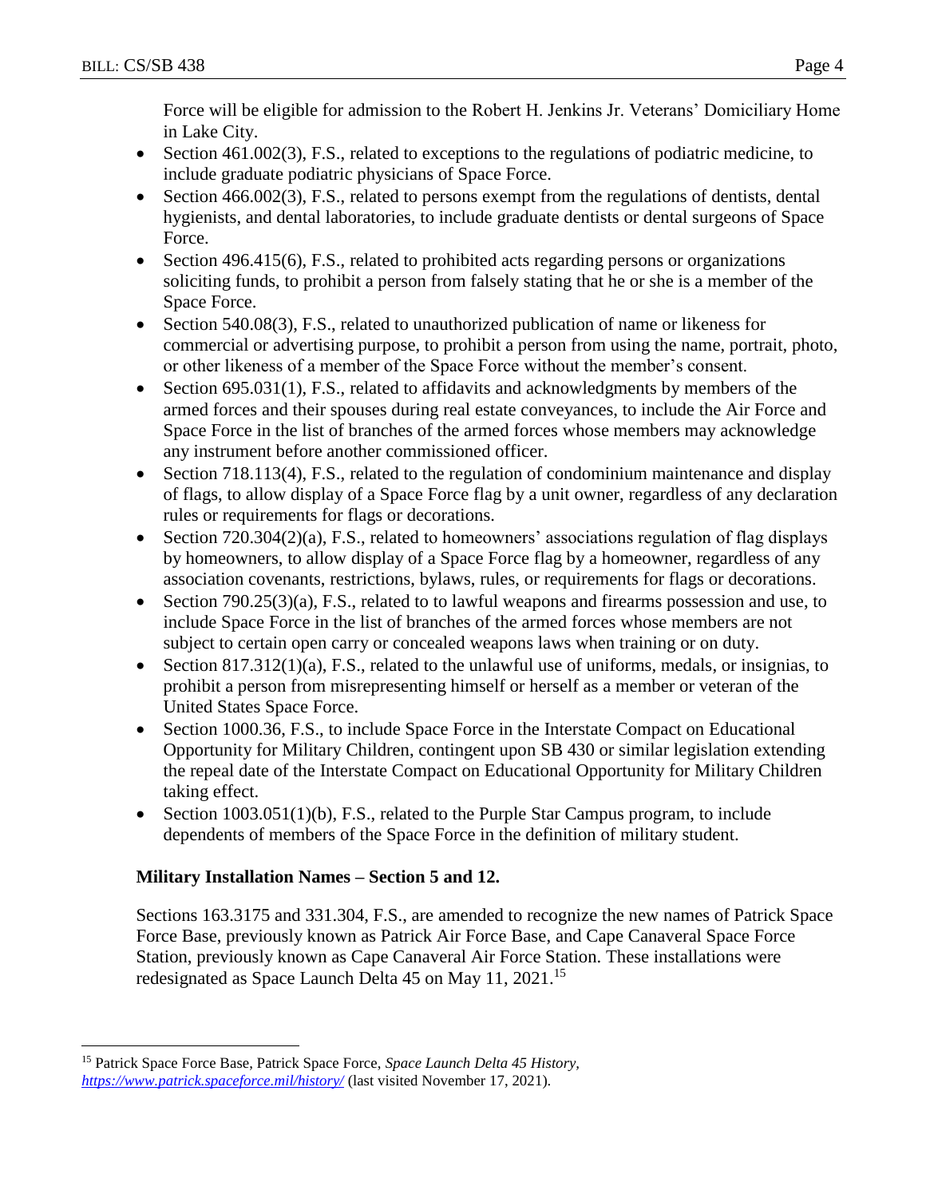Force will be eligible for admission to the Robert H. Jenkins Jr. Veterans' Domiciliary Home in Lake City.

- Section 461.002(3), F.S., related to exceptions to the regulations of podiatric medicine, to include graduate podiatric physicians of Space Force.
- Section 466.002(3), F.S., related to persons exempt from the regulations of dentists, dental hygienists, and dental laboratories, to include graduate dentists or dental surgeons of Space Force.
- Section 496.415(6), F.S., related to prohibited acts regarding persons or organizations soliciting funds, to prohibit a person from falsely stating that he or she is a member of the Space Force.
- Section 540.08(3), F.S., related to unauthorized publication of name or likeness for commercial or advertising purpose, to prohibit a person from using the name, portrait, photo, or other likeness of a member of the Space Force without the member's consent.
- Section 695.031(1), F.S., related to affidavits and acknowledgments by members of the armed forces and their spouses during real estate conveyances, to include the Air Force and Space Force in the list of branches of the armed forces whose members may acknowledge any instrument before another commissioned officer.
- Section 718.113(4), F.S., related to the regulation of condominium maintenance and display of flags, to allow display of a Space Force flag by a unit owner, regardless of any declaration rules or requirements for flags or decorations.
- Section 720.304(2)(a), F.S., related to homeowners' associations regulation of flag displays by homeowners, to allow display of a Space Force flag by a homeowner, regardless of any association covenants, restrictions, bylaws, rules, or requirements for flags or decorations.
- Section 790.25(3)(a), F.S., related to to lawful weapons and firearms possession and use, to include Space Force in the list of branches of the armed forces whose members are not subject to certain open carry or concealed weapons laws when training or on duty.
- Section 817.312(1)(a), F.S., related to the unlawful use of uniforms, medals, or insignias, to prohibit a person from misrepresenting himself or herself as a member or veteran of the United States Space Force.
- Section 1000.36, F.S., to include Space Force in the Interstate Compact on Educational Opportunity for Military Children, contingent upon SB 430 or similar legislation extending the repeal date of the Interstate Compact on Educational Opportunity for Military Children taking effect.
- Section 1003.051(1)(b), F.S., related to the Purple Star Campus program, to include dependents of members of the Space Force in the definition of military student.

**Military Installation Names – Section 5 and 12.**

Sections 163.3175 and 331.304, F.S., are amended to recognize the new names of Patrick Space Force Base, previously known as Patrick Air Force Base, and Cape Canaveral Space Force Station, previously known as Cape Canaveral Air Force Station. These installations were redesignated as Space Launch Delta 45 on May 11, 2021.[15]

---

[15] Patrick Space Force Base, Patrick Space Force, *Space Launch Delta 45 History*, https://www.patrick.spaceforce.mil/history/ (last visited November 17, 2021).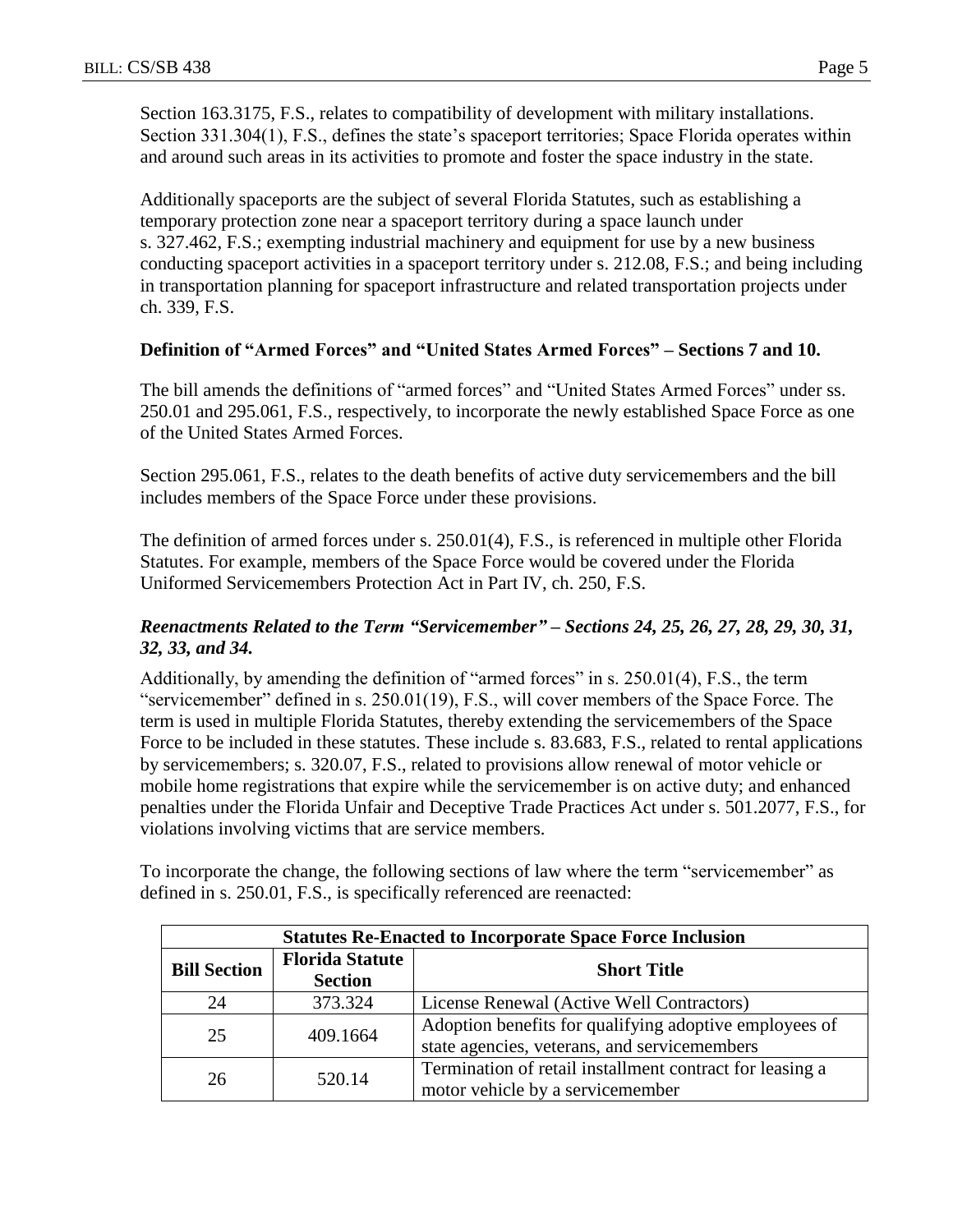Section 163.3175, F.S., relates to compatibility of development with military installations. Section 331.304(1), F.S., defines the state's spaceport territories; Space Florida operates within and around such areas in its activities to promote and foster the space industry in the state.

Additionally spaceports are the subject of several Florida Statutes, such as establishing a temporary protection zone near a spaceport territory during a space launch under s. 327.462, F.S.; exempting industrial machinery and equipment for use by a new business conducting spaceport activities in a spaceport territory under s. 212.08, F.S.; and being including in transportation planning for spaceport infrastructure and related transportation projects under ch. 339, F.S.

**Definition of "Armed Forces" and "United States Armed Forces" – Sections 7 and 10.**

The bill amends the definitions of "armed forces" and "United States Armed Forces" under ss. 250.01 and 295.061, F.S., respectively, to incorporate the newly established Space Force as one of the United States Armed Forces.

Section 295.061, F.S., relates to the death benefits of active duty servicemembers and the bill includes members of the Space Force under these provisions.

The definition of armed forces under s. 250.01(4), F.S., is referenced in multiple other Florida Statutes. For example, members of the Space Force would be covered under the Florida Uniformed Servicemembers Protection Act in Part IV, ch. 250, F.S.

***Reenactments Related to the Term "Servicemember" – Sections 24, 25, 26, 27, 28, 29, 30, 31, 32, 33, and 34.***

Additionally, by amending the definition of "armed forces" in s. 250.01(4), F.S., the term "servicemember" defined in s. 250.01(19), F.S., will cover members of the Space Force. The term is used in multiple Florida Statutes, thereby extending the servicemembers of the Space Force to be included in these statutes. These include s. 83.683, F.S., related to rental applications by servicemembers; s. 320.07, F.S., related to provisions allow renewal of motor vehicle or mobile home registrations that expire while the servicemember is on active duty; and enhanced penalties under the Florida Unfair and Deceptive Trade Practices Act under s. 501.2077, F.S., for violations involving victims that are service members.

To incorporate the change, the following sections of law where the term "servicemember" as defined in s. 250.01, F.S., is specifically referenced are reenacted:

| Statutes Re-Enacted to Incorporate Space Force Inclusion | | |
|---|---|---|
| **Bill Section** | **Florida Statute Section** | **Short Title** |
| 24 | 373.324 | License Renewal (Active Well Contractors) |
| 25 | 409.1664 | Adoption benefits for qualifying adoptive employees of state agencies, veterans, and servicemembers |
| 26 | 520.14 | Termination of retail installment contract for leasing a motor vehicle by a servicemember |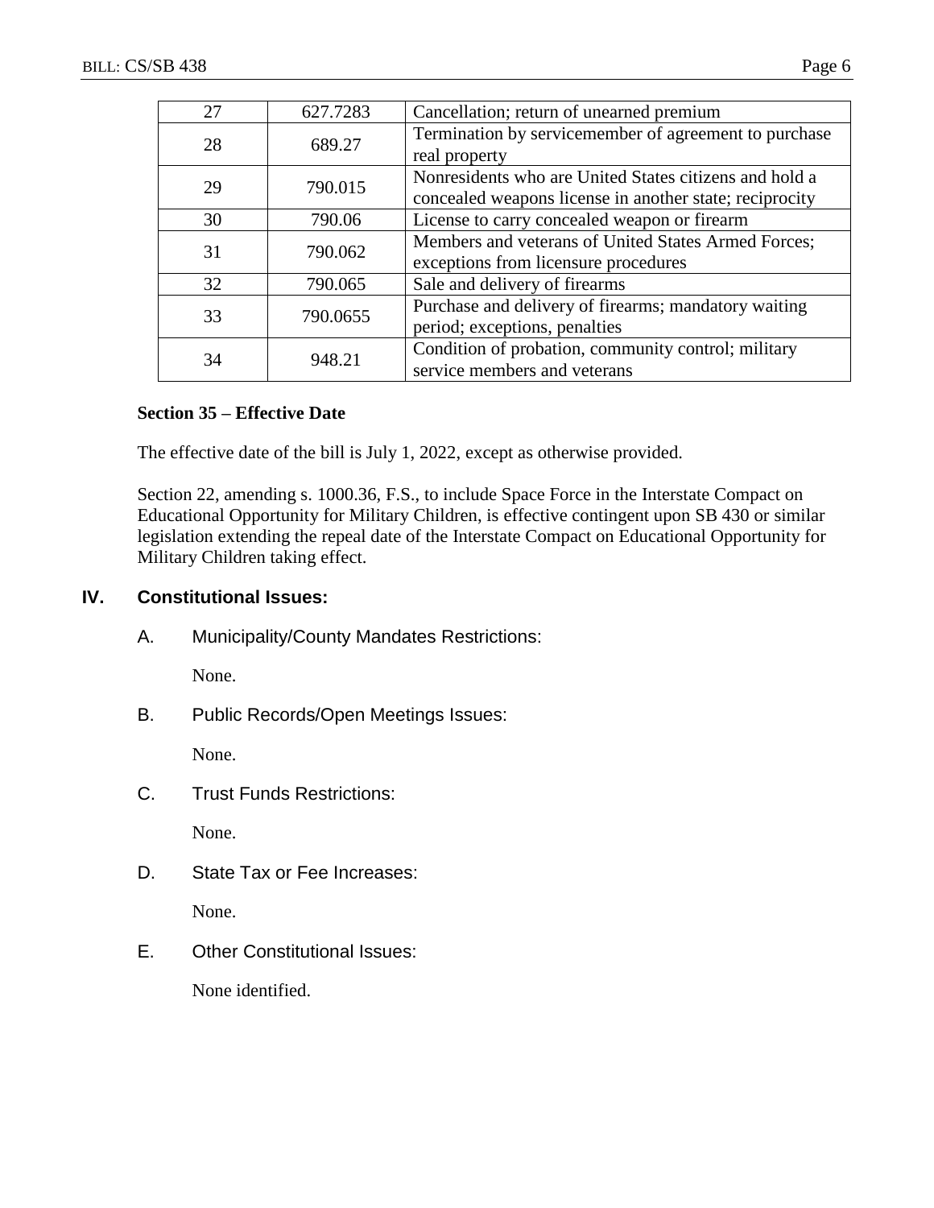| 27 | 627.7283 | Cancellation; return of unearned premium |
|---|---|---|
| 28 | 689.27 | Termination by servicemember of agreement to purchase real property |
| 29 | 790.015 | Nonresidents who are United States citizens and hold a concealed weapons license in another state; reciprocity |
| 30 | 790.06 | License to carry concealed weapon or firearm |
| 31 | 790.062 | Members and veterans of United States Armed Forces; exceptions from licensure procedures |
| 32 | 790.065 | Sale and delivery of firearms |
| 33 | 790.0655 | Purchase and delivery of firearms; mandatory waiting period; exceptions, penalties |
| 34 | 948.21 | Condition of probation, community control; military service members and veterans |

**Section 35 – Effective Date**

The effective date of the bill is July 1, 2022, except as otherwise provided.

Section 22, amending s. 1000.36, F.S., to include Space Force in the Interstate Compact on Educational Opportunity for Military Children, is effective contingent upon SB 430 or similar legislation extending the repeal date of the Interstate Compact on Educational Opportunity for Military Children taking effect.

## IV. Constitutional Issues:

### A. Municipality/County Mandates Restrictions:

None.

### B. Public Records/Open Meetings Issues:

None.

### C. Trust Funds Restrictions:

None.

### D. State Tax or Fee Increases:

None.

### E. Other Constitutional Issues:

None identified.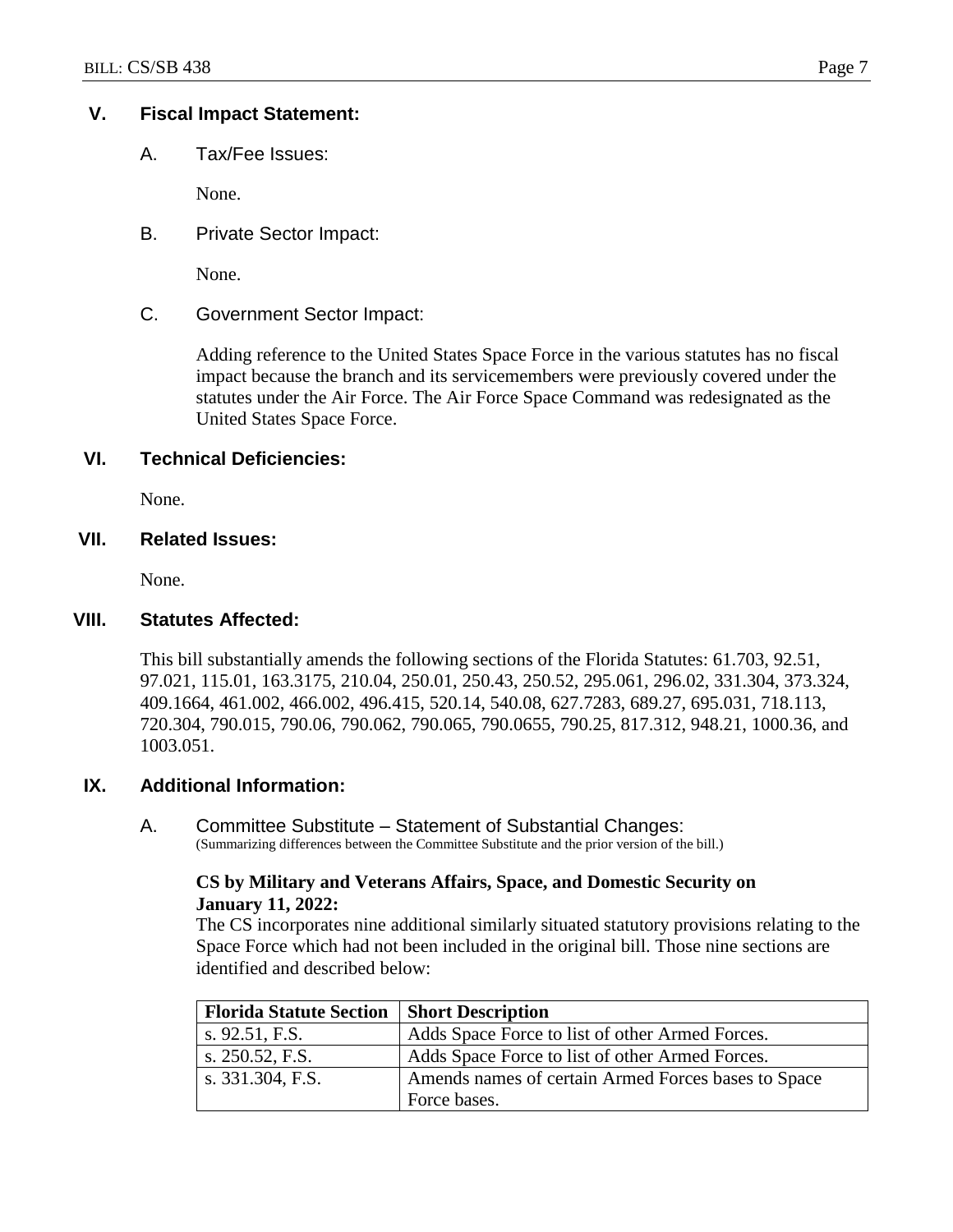## V. Fiscal Impact Statement:

### A. Tax/Fee Issues:

None.

### B. Private Sector Impact:

None.

### C. Government Sector Impact:

Adding reference to the United States Space Force in the various statutes has no fiscal impact because the branch and its servicemembers were previously covered under the statutes under the Air Force. The Air Force Space Command was redesignated as the United States Space Force.

## VI. Technical Deficiencies:

None.

## VII. Related Issues:

None.

## VIII. Statutes Affected:

This bill substantially amends the following sections of the Florida Statutes: 61.703, 92.51, 97.021, 115.01, 163.3175, 210.04, 250.01, 250.43, 250.52, 295.061, 296.02, 331.304, 373.324, 409.1664, 461.002, 466.002, 496.415, 520.14, 540.08, 627.7283, 689.27, 695.031, 718.113, 720.304, 790.015, 790.06, 790.062, 790.065, 790.0655, 790.25, 817.312, 948.21, 1000.36, and 1003.051.

## IX. Additional Information:

### A. Committee Substitute – Statement of Substantial Changes:

(Summarizing differences between the Committee Substitute and the prior version of the bill.)

**CS by Military and Veterans Affairs, Space, and Domestic Security on January 11, 2022:**

The CS incorporates nine additional similarly situated statutory provisions relating to the Space Force which had not been included in the original bill. Those nine sections are identified and described below:

| Florida Statute Section | Short Description |
|---|---|
| s. 92.51, F.S. | Adds Space Force to list of other Armed Forces. |
| s. 250.52, F.S. | Adds Space Force to list of other Armed Forces. |
| s. 331.304, F.S. | Amends names of certain Armed Forces bases to Space Force bases. |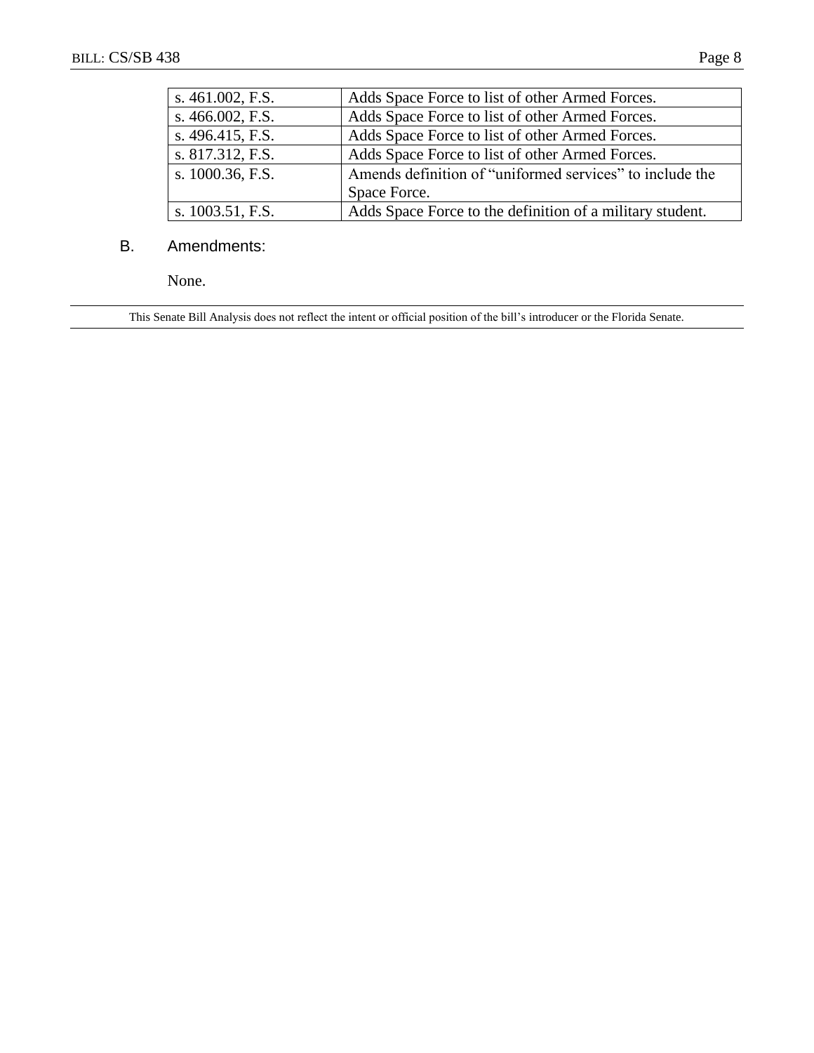| | |
|---|---|
| s. 461.002, F.S. | Adds Space Force to list of other Armed Forces. |
| s. 466.002, F.S. | Adds Space Force to list of other Armed Forces. |
| s. 496.415, F.S. | Adds Space Force to list of other Armed Forces. |
| s. 817.312, F.S. | Adds Space Force to list of other Armed Forces. |
| s. 1000.36, F.S. | Amends definition of "uniformed services" to include the Space Force. |
| s. 1003.51, F.S. | Adds Space Force to the definition of a military student. |

B. Amendments:

None.

This Senate Bill Analysis does not reflect the intent or official position of the bill's introducer or the Florida Senate.